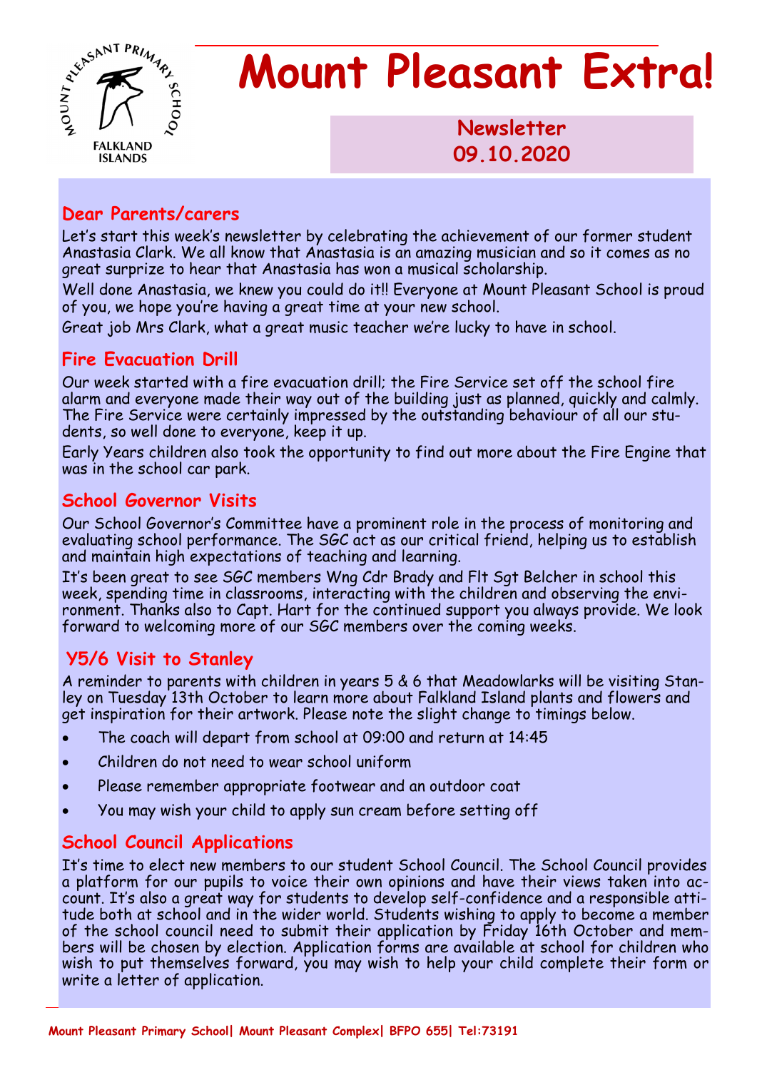# Mount Pleasant Extra!

**Newsletter 09.10.2020**

## Dear Parents/carers

Let's start this week's newsletter by celebrating the achievement of our former student Anastasia Clark. We all know that Anastasia is an amazing musician and so it comes as no great surprize to hear that Anastasia has won a musical scholarship.

Well done Anastasia, we knew you could do it!! Everyone at Mount Pleasant School is proud of you, we hope you're having a great time at your new school.

Great job Mrs Clark, what a great music teacher we're lucky to have in school.

## Fire Evacuation Drill

Our week started with a fire evacuation drill; the Fire Service set off the school fire alarm and everyone made their way out of the building just as planned, quickly and calmly. The Fire Service were certainly impressed by the outstanding behaviour of all our students, so well done to everyone, keep it up.

Early Years children also took the opportunity to find out more about the Fire Engine that was in the school car park.

## School Governor Visits

Our School Governor's Committee have a prominent role in the process of monitoring and evaluating school performance. The SGC act as our critical friend, helping us to establish and maintain high expectations of teaching and learning.

It's been great to see SGC members Wng Cdr Brady and Flt Sgt Belcher in school this week, spending time in classrooms, interacting with the children and observing the environment. Thanks also to Capt. Hart for the continued support you always provide. We look forward to welcoming more of our SGC members over the coming weeks.

## Y5/6 Visit to Stanley

A reminder to parents with children in years 5 & 6 that Meadowlarks will be visiting Stanley on Tuesday 13th October to learn more about Falkland Island plants and flowers and get inspiration for their artwork. Please note the slight change to timings below.

- The coach will depart from school at 09:00 and return at 14:45
- Children do not need to wear school uniform
- Please remember appropriate footwear and an outdoor coat
- You may wish your child to apply sun cream before setting off

## School Council Applications

It's time to elect new members to our student School Council. The School Council provides a platform for our pupils to voice their own opinions and have their views taken into account. It's also a great way for students to develop self-confidence and a responsible attitude both at school and in the wider world. Students wishing to apply to become a member of the school council need to submit their application by Friday 16th October and members will be chosen by election. Application forms are available at school for children who wish to put themselves forward, you may wish to help your child complete their form or write a letter of application.

Mount Pleasant Primary School| Mount Pleasant Complex| BFPO 655| Tel:73191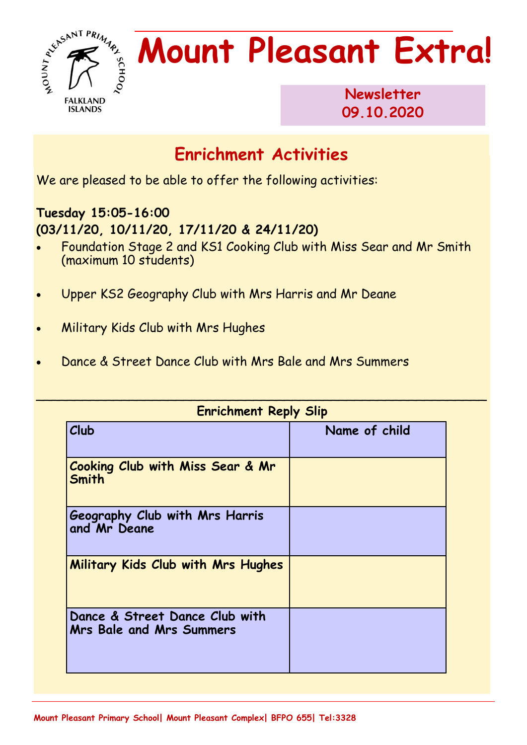# Mount Pleasant Extra!

**Newsletter 09.10.2020**

## Enrichment Activities

We are pleased to be able to offer the following activities:

**Tuesday 15:05-16:00**
**(03/11/20, 10/11/20, 17/11/20 & 24/11/20)**

- Foundation Stage 2 and KS1 Cooking Club with Miss Sear and Mr Smith (maximum 10 students)
- Upper KS2 Geography Club with Mrs Harris and Mr Deane
- Military Kids Club with Mrs Hughes
- Dance & Street Dance Club with Mrs Bale and Mrs Summers

---

**Enrichment Reply Slip**

| Club | Name of child |
|---|---|
| Cooking Club with Miss Sear & Mr Smith | |
| Geography Club with Mrs Harris and Mr Deane | |
| Military Kids Club with Mrs Hughes | |
| Dance & Street Dance Club with Mrs Bale and Mrs Summers | |

Mount Pleasant Primary School| Mount Pleasant Complex| BFPO 655| Tel:3328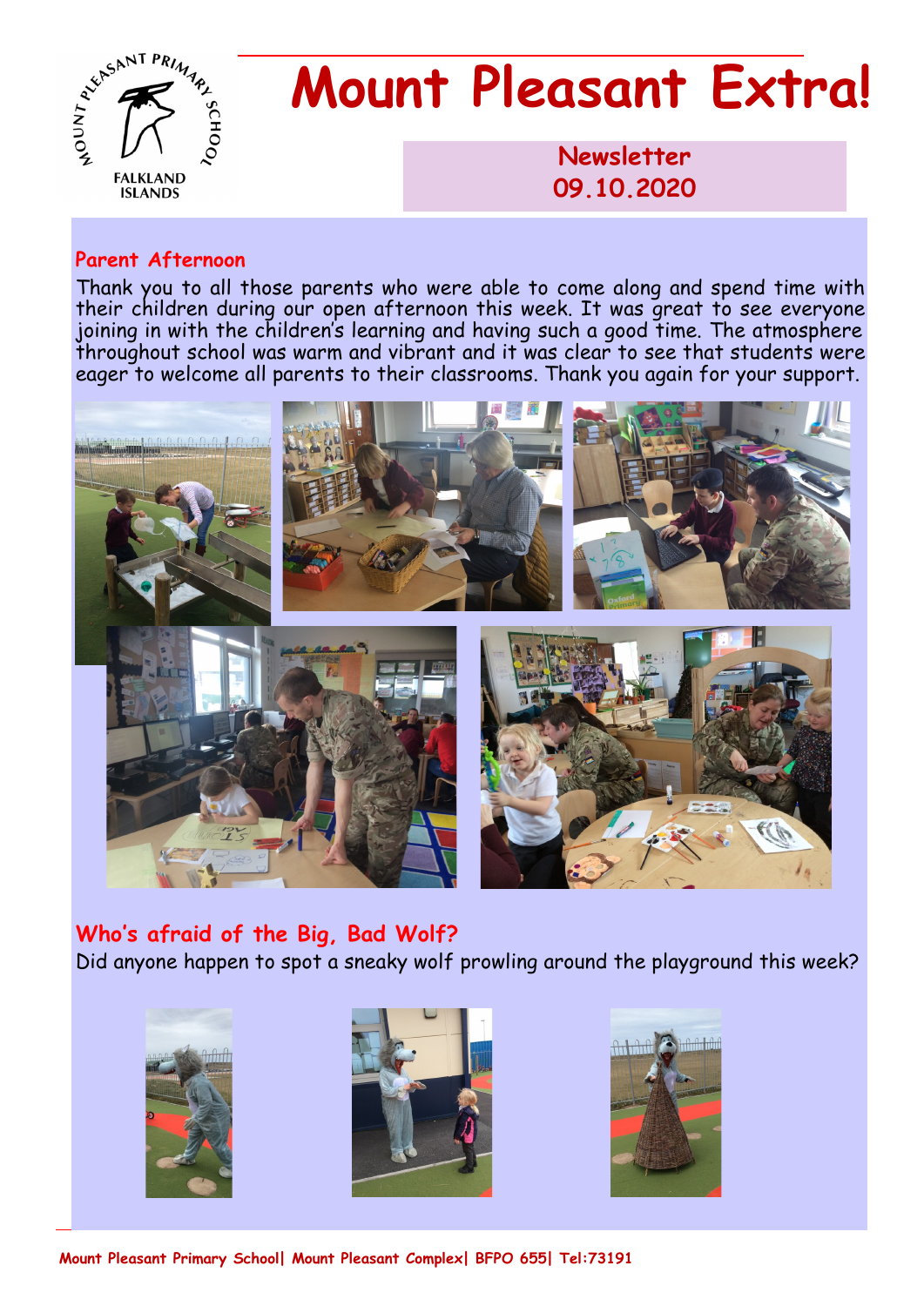# Mount Pleasant Extra!

Newsletter
09.10.2020

## Parent Afternoon

Thank you to all those parents who were able to come along and spend time with their children during our open afternoon this week. It was great to see everyone joining in with the children's learning and having such a good time. The atmosphere throughout school was warm and vibrant and it was clear to see that students were eager to welcome all parents to their classrooms. Thank you again for your support.

## Who's afraid of the Big, Bad Wolf?

Did anyone happen to spot a sneaky wolf prowling around the playground this week?

Mount Pleasant Primary School| Mount Pleasant Complex| BFPO 655| Tel:73191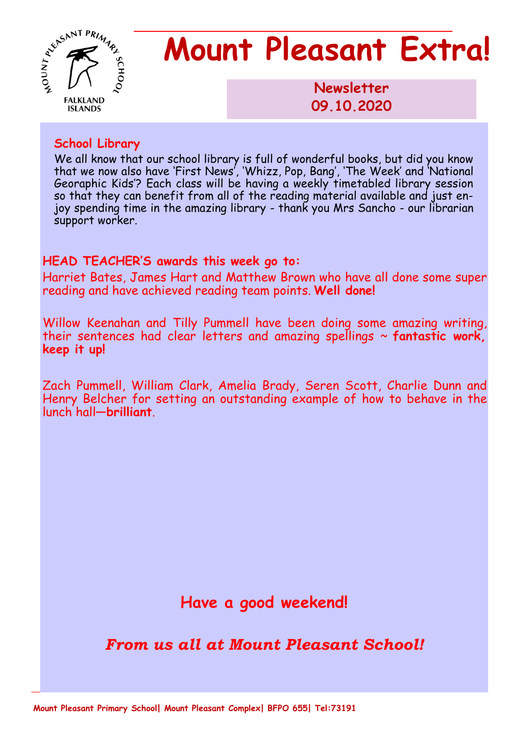# Mount Pleasant Extra!

**Newsletter**
**09.10.2020**

## School Library

We all know that our school library is full of wonderful books, but did you know that we now also have 'First News', 'Whizz, Pop, Bang', 'The Week' and 'National Georaphic Kids'? Each class will be having a weekly timetabled library session so that they can benefit from all of the reading material available and just enjoy spending time in the amazing library - thank you Mrs Sancho - our librarian support worker.

## HEAD TEACHER'S awards this week go to:

Harriet Bates, James Hart and Matthew Brown who have all done some super reading and have achieved reading team points. **Well done!**

Willow Keenahan and Tilly Pummell have been doing some amazing writing, their sentences had clear letters and amazing spellings ~ **fantastic work, keep it up!**

Zach Pummell, William Clark, Amelia Brady, Seren Scott, Charlie Dunn and Henry Belcher for setting an outstanding example of how to behave in the lunch hall—**brilliant**.

**Have a good weekend!**

***From us all at Mount Pleasant School!***

Mount Pleasant Primary School| Mount Pleasant Complex| BFPO 655| Tel:73191